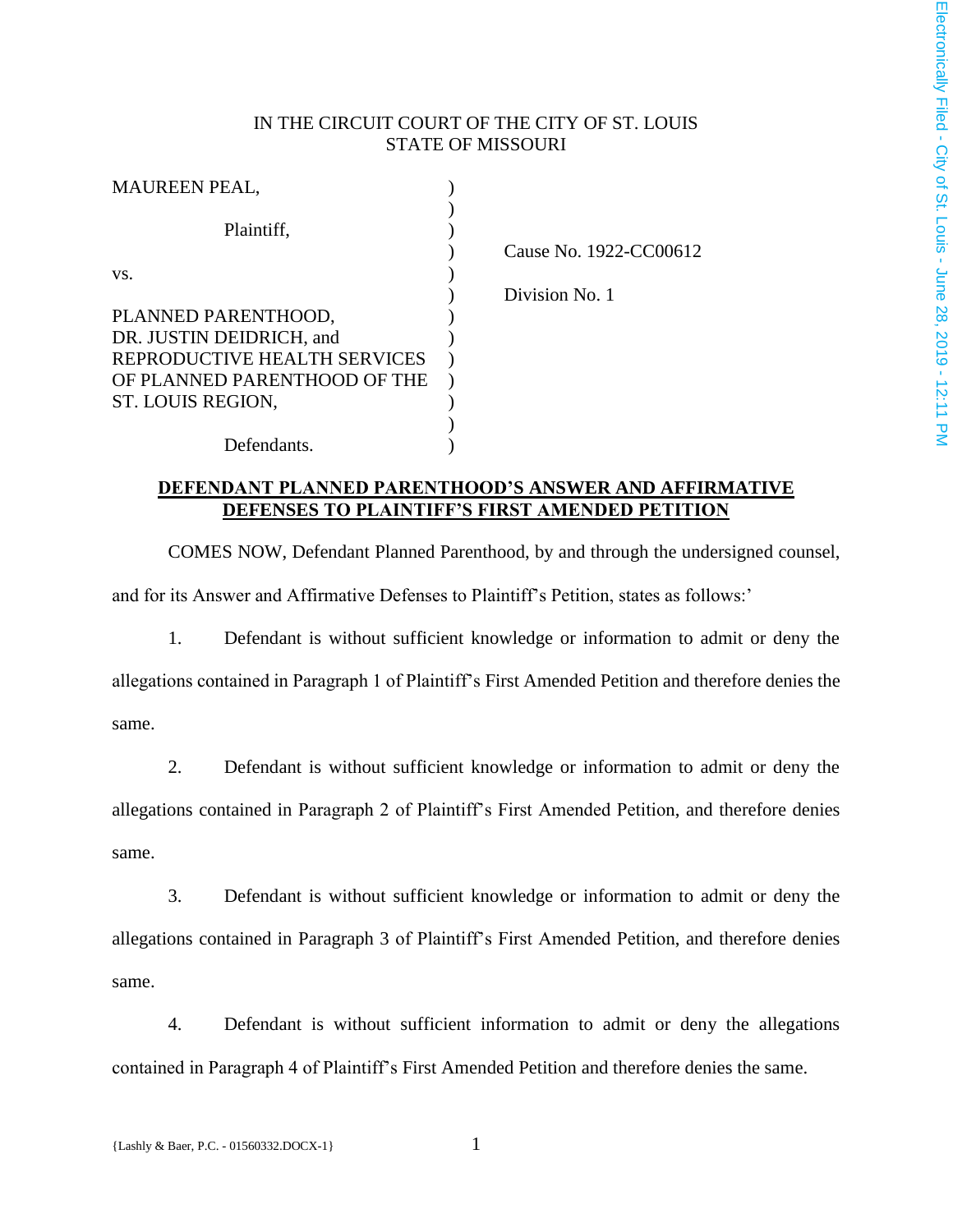IN THE CIRCUIT COURT OF THE CITY OF ST. LOUIS
STATE OF MISSOURI

| | | |
|---|---|---|
| MAUREEN PEAL, | ) | |
| | ) | |
| Plaintiff, | ) | |
| | ) | Cause No. 1922-CC00612 |
| vs. | ) | |
| | ) | Division No. 1 |
| PLANNED PARENTHOOD, | ) | |
| DR. JUSTIN DEIDRICH, and | ) | |
| REPRODUCTIVE HEALTH SERVICES | ) | |
| OF PLANNED PARENTHOOD OF THE | ) | |
| ST. LOUIS REGION, | ) | |
| | ) | |
| Defendants. | ) | |

**DEFENDANT PLANNED PARENTHOOD'S ANSWER AND AFFIRMATIVE DEFENSES TO PLAINTIFF'S FIRST AMENDED PETITION**

COMES NOW, Defendant Planned Parenthood, by and through the undersigned counsel, and for its Answer and Affirmative Defenses to Plaintiff's Petition, states as follows:'

1. Defendant is without sufficient knowledge or information to admit or deny the allegations contained in Paragraph 1 of Plaintiff's First Amended Petition and therefore denies the same.

2. Defendant is without sufficient knowledge or information to admit or deny the allegations contained in Paragraph 2 of Plaintiff's First Amended Petition, and therefore denies same.

3. Defendant is without sufficient knowledge or information to admit or deny the allegations contained in Paragraph 3 of Plaintiff's First Amended Petition, and therefore denies same.

4. Defendant is without sufficient information to admit or deny the allegations contained in Paragraph 4 of Plaintiff's First Amended Petition and therefore denies the same.

{Lashly & Baer, P.C. - 01560332.DOCX-1}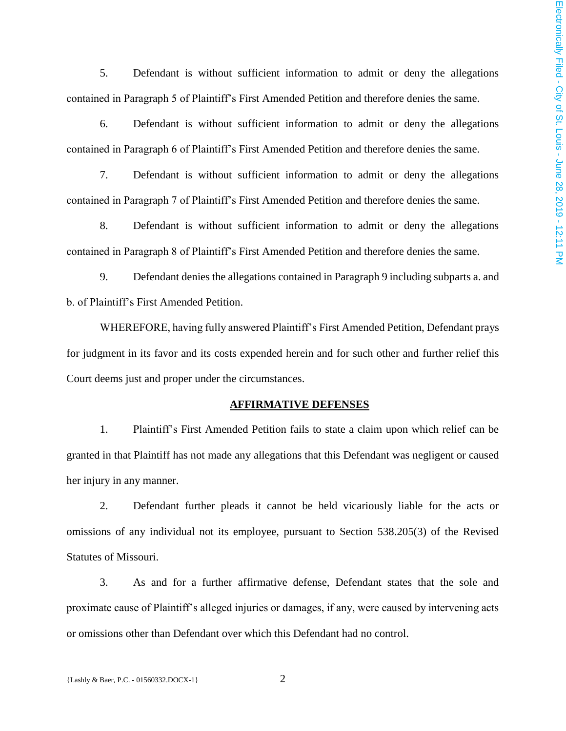5. Defendant is without sufficient information to admit or deny the allegations contained in Paragraph 5 of Plaintiff's First Amended Petition and therefore denies the same.

6. Defendant is without sufficient information to admit or deny the allegations contained in Paragraph 6 of Plaintiff's First Amended Petition and therefore denies the same.

7. Defendant is without sufficient information to admit or deny the allegations contained in Paragraph 7 of Plaintiff's First Amended Petition and therefore denies the same.

8. Defendant is without sufficient information to admit or deny the allegations contained in Paragraph 8 of Plaintiff's First Amended Petition and therefore denies the same.

9. Defendant denies the allegations contained in Paragraph 9 including subparts a. and b. of Plaintiff's First Amended Petition.

WHEREFORE, having fully answered Plaintiff's First Amended Petition, Defendant prays for judgment in its favor and its costs expended herein and for such other and further relief this Court deems just and proper under the circumstances.

## AFFIRMATIVE DEFENSES

1. Plaintiff's First Amended Petition fails to state a claim upon which relief can be granted in that Plaintiff has not made any allegations that this Defendant was negligent or caused her injury in any manner.

2. Defendant further pleads it cannot be held vicariously liable for the acts or omissions of any individual not its employee, pursuant to Section 538.205(3) of the Revised Statutes of Missouri.

3. As and for a further affirmative defense, Defendant states that the sole and proximate cause of Plaintiff's alleged injuries or damages, if any, were caused by intervening acts or omissions other than Defendant over which this Defendant had no control.

{Lashly & Baer, P.C. - 01560332.DOCX-1}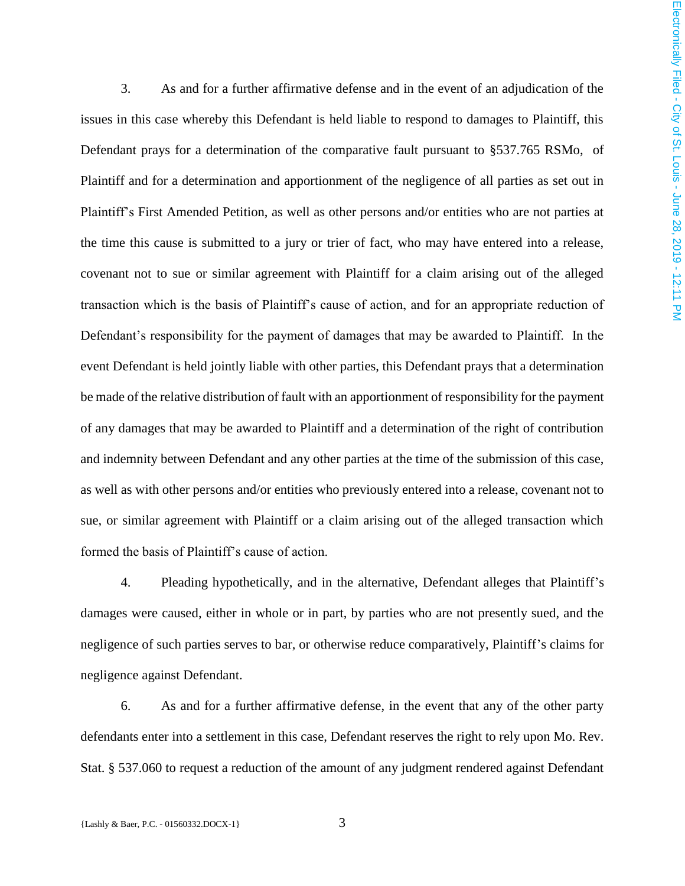3. As and for a further affirmative defense and in the event of an adjudication of the issues in this case whereby this Defendant is held liable to respond to damages to Plaintiff, this Defendant prays for a determination of the comparative fault pursuant to §537.765 RSMo, of Plaintiff and for a determination and apportionment of the negligence of all parties as set out in Plaintiff's First Amended Petition, as well as other persons and/or entities who are not parties at the time this cause is submitted to a jury or trier of fact, who may have entered into a release, covenant not to sue or similar agreement with Plaintiff for a claim arising out of the alleged transaction which is the basis of Plaintiff's cause of action, and for an appropriate reduction of Defendant's responsibility for the payment of damages that may be awarded to Plaintiff. In the event Defendant is held jointly liable with other parties, this Defendant prays that a determination be made of the relative distribution of fault with an apportionment of responsibility for the payment of any damages that may be awarded to Plaintiff and a determination of the right of contribution and indemnity between Defendant and any other parties at the time of the submission of this case, as well as with other persons and/or entities who previously entered into a release, covenant not to sue, or similar agreement with Plaintiff or a claim arising out of the alleged transaction which formed the basis of Plaintiff's cause of action.

4. Pleading hypothetically, and in the alternative, Defendant alleges that Plaintiff's damages were caused, either in whole or in part, by parties who are not presently sued, and the negligence of such parties serves to bar, or otherwise reduce comparatively, Plaintiff's claims for negligence against Defendant.

6. As and for a further affirmative defense, in the event that any of the other party defendants enter into a settlement in this case, Defendant reserves the right to rely upon Mo. Rev. Stat. § 537.060 to request a reduction of the amount of any judgment rendered against Defendant

{Lashly & Baer, P.C. - 01560332.DOCX-1}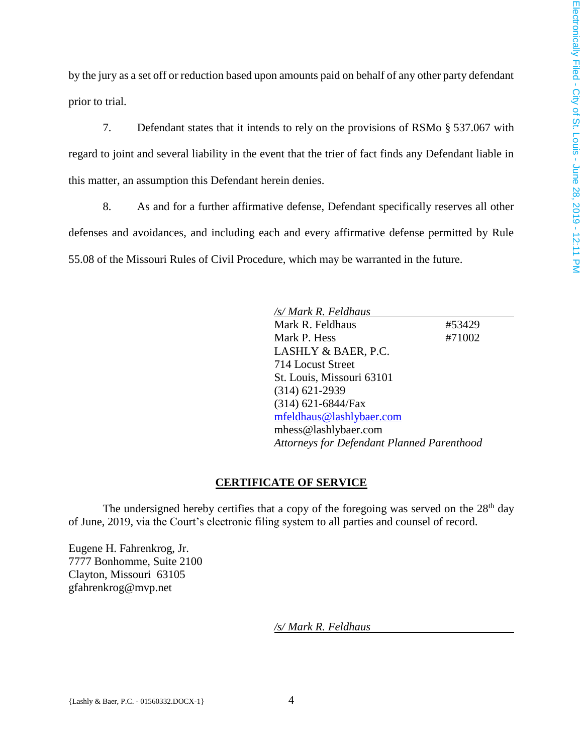by the jury as a set off or reduction based upon amounts paid on behalf of any other party defendant prior to trial.

7. Defendant states that it intends to rely on the provisions of RSMo § 537.067 with regard to joint and several liability in the event that the trier of fact finds any Defendant liable in this matter, an assumption this Defendant herein denies.

8. As and for a further affirmative defense, Defendant specifically reserves all other defenses and avoidances, and including each and every affirmative defense permitted by Rule 55.08 of the Missouri Rules of Civil Procedure, which may be warranted in the future.

*/s/ Mark R. Feldhaus*
Mark R. Feldhaus #53429
Mark P. Hess #71002
LASHLY & BAER, P.C.
714 Locust Street
St. Louis, Missouri 63101
(314) 621-2939
(314) 621-6844/Fax
mfeldhaus@lashlybaer.com
mhess@lashlybaer.com
*Attorneys for Defendant Planned Parenthood*

**CERTIFICATE OF SERVICE**

The undersigned hereby certifies that a copy of the foregoing was served on the 28th day of June, 2019, via the Court's electronic filing system to all parties and counsel of record.

Eugene H. Fahrenkrog, Jr.
7777 Bonhomme, Suite 2100
Clayton, Missouri 63105
gfahrenkrog@mvp.net

*/s/ Mark R. Feldhaus*

{Lashly & Baer, P.C. - 01560332.DOCX-1}